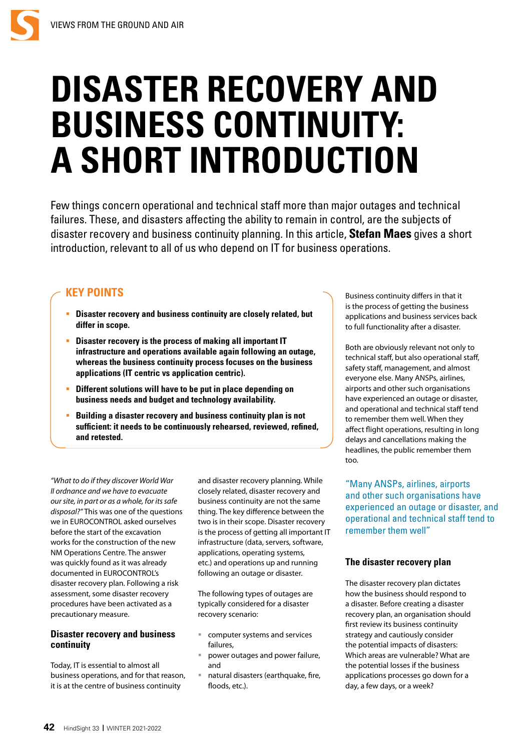# DISASTER RECOVERY AND BUSINESS CONTINUITY: A SHORT INTRODUCTION

Few things concern operational and technical staff more than major outages and technical failures. These, and disasters affecting the ability to remain in control, are the subjects of disaster recovery and business continuity planning. In this article, **Stefan Maes** gives a short introduction, relevant to all of us who depend on IT for business operations.

## KEY POINTS

- **Disaster recovery and business continuity are closely related, but differ in scope.**
- **Disaster recovery is the process of making all important IT infrastructure and operations available again following an outage, whereas the business continuity process focuses on the business applications (IT centric vs application centric).**
- **Different solutions will have to be put in place depending on business needs and budget and technology availability.**
- **Building a disaster recovery and business continuity plan is not sufficient: it needs to be continuously rehearsed, reviewed, refined, and retested.**

*"What to do if they discover World War II ordnance and we have to evacuate our site, in part or as a whole, for its safe disposal?"* This was one of the questions we in EUROCONTROL asked ourselves before the start of the excavation works for the construction of the new NM Operations Centre. The answer was quickly found as it was already documented in EUROCONTROL's disaster recovery plan. Following a risk assessment, some disaster recovery procedures have been activated as a precautionary measure.

### Disaster recovery and business continuity

Today, IT is essential to almost all business operations, and for that reason, it is at the centre of business continuity and disaster recovery planning. While closely related, disaster recovery and business continuity are not the same thing. The key difference between the two is in their scope. Disaster recovery is the process of getting all important IT infrastructure (data, servers, software, applications, operating systems, etc.) and operations up and running following an outage or disaster.

The following types of outages are typically considered for a disaster recovery scenario:

- computer systems and services failures,
- power outages and power failure, and
- natural disasters (earthquake, fire, floods, etc.).

Business continuity differs in that it is the process of getting the business applications and business services back to full functionality after a disaster.

Both are obviously relevant not only to technical staff, but also operational staff, safety staff, management, and almost everyone else. Many ANSPs, airlines, airports and other such organisations have experienced an outage or disaster, and operational and technical staff tend to remember them well. When they affect flight operations, resulting in long delays and cancellations making the headlines, the public remember them too.

> "Many ANSPs, airlines, airports and other such organisations have experienced an outage or disaster, and operational and technical staff tend to remember them well"

### The disaster recovery plan

The disaster recovery plan dictates how the business should respond to a disaster. Before creating a disaster recovery plan, an organisation should first review its business continuity strategy and cautiously consider the potential impacts of disasters: Which areas are vulnerable? What are the potential losses if the business applications processes go down for a day, a few days, or a week?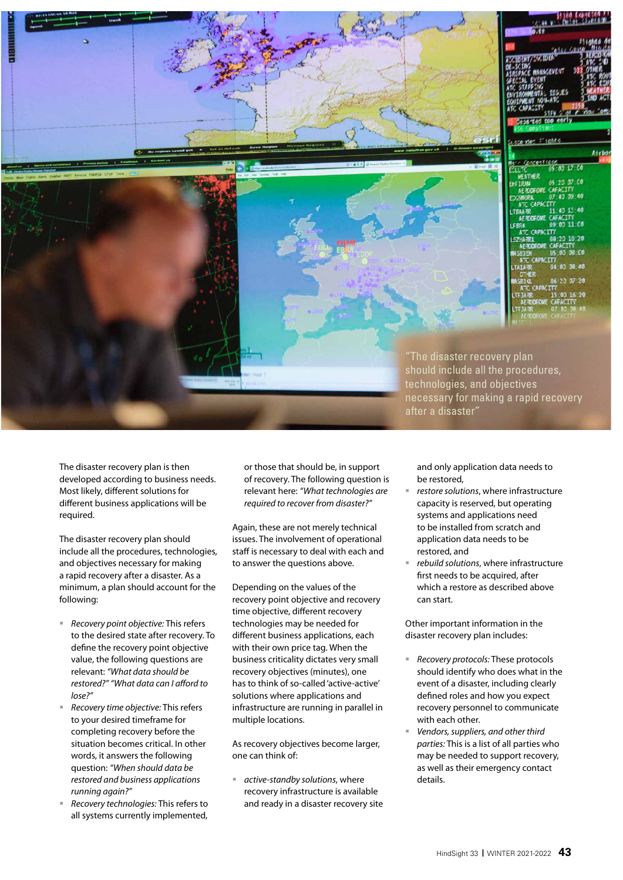"The disaster recovery plan should include all the procedures, technologies, and objectives necessary for making a rapid recovery after a disaster"

The disaster recovery plan is then developed according to business needs. Most likely, different solutions for different business applications will be required.

The disaster recovery plan should include all the procedures, technologies, and objectives necessary for making a rapid recovery after a disaster. As a minimum, a plan should account for the following:

- *Recovery point objective:* This refers to the desired state after recovery. To define the recovery point objective value, the following questions are relevant: *"What data should be restored?" "What data can I afford to lose?"*
- *Recovery time objective:* This refers to your desired timeframe for completing recovery before the situation becomes critical. In other words, it answers the following question: *"When should data be restored and business applications running again?"*
- *Recovery technologies:* This refers to all systems currently implemented, or those that should be, in support of recovery. The following question is relevant here: *"What technologies are required to recover from disaster?"*

Again, these are not merely technical issues. The involvement of operational staff is necessary to deal with each and to answer the questions above.

Depending on the values of the recovery point objective and recovery time objective, different recovery technologies may be needed for different business applications, each with their own price tag. When the business criticality dictates very small recovery objectives (minutes), one has to think of so-called 'active-active' solutions where applications and infrastructure are running in parallel in multiple locations.

As recovery objectives become larger, one can think of:

- *active-standby solutions*, where recovery infrastructure is available and ready in a disaster recovery site and only application data needs to be restored,
- *restore solutions*, where infrastructure capacity is reserved, but operating systems and applications need to be installed from scratch and application data needs to be restored, and
- *rebuild solutions*, where infrastructure first needs to be acquired, after which a restore as described above can start.

Other important information in the disaster recovery plan includes:

- *Recovery protocols:* These protocols should identify who does what in the event of a disaster, including clearly defined roles and how you expect recovery personnel to communicate with each other.
- *Vendors, suppliers, and other third parties:* This is a list of all parties who may be needed to support recovery, as well as their emergency contact details.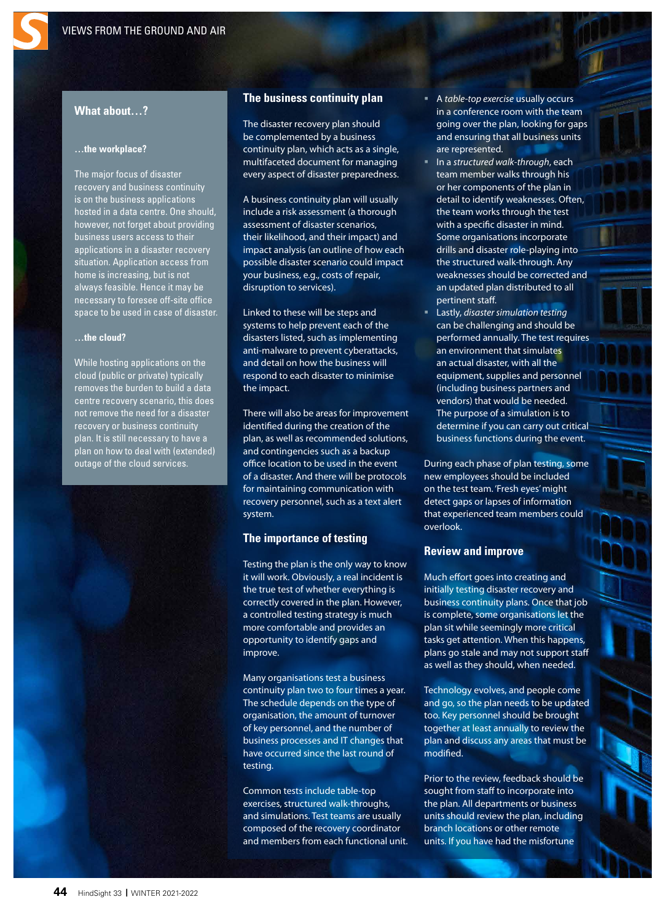## What about…?

### …the workplace?

The major focus of disaster recovery and business continuity is on the business applications hosted in a data centre. One should, however, not forget about providing business users access to their applications in a disaster recovery situation. Application access from home is increasing, but is not always feasible. Hence it may be necessary to foresee off-site office space to be used in case of disaster.

### …the cloud?

While hosting applications on the cloud (public or private) typically removes the burden to build a data centre recovery scenario, this does not remove the need for a disaster recovery or business continuity plan. It is still necessary to have a plan on how to deal with (extended) outage of the cloud services.

## The business continuity plan

The disaster recovery plan should be complemented by a business continuity plan, which acts as a single, multifaceted document for managing every aspect of disaster preparedness.

A business continuity plan will usually include a risk assessment (a thorough assessment of disaster scenarios, their likelihood, and their impact) and impact analysis (an outline of how each possible disaster scenario could impact your business, e.g., costs of repair, disruption to services).

Linked to these will be steps and systems to help prevent each of the disasters listed, such as implementing anti-malware to prevent cyberattacks, and detail on how the business will respond to each disaster to minimise the impact.

There will also be areas for improvement identified during the creation of the plan, as well as recommended solutions, and contingencies such as a backup office location to be used in the event of a disaster. And there will be protocols for maintaining communication with recovery personnel, such as a text alert system.

## The importance of testing

Testing the plan is the only way to know it will work. Obviously, a real incident is the true test of whether everything is correctly covered in the plan. However, a controlled testing strategy is much more comfortable and provides an opportunity to identify gaps and improve.

Many organisations test a business continuity plan two to four times a year. The schedule depends on the type of organisation, the amount of turnover of key personnel, and the number of business processes and IT changes that have occurred since the last round of testing.

Common tests include table-top exercises, structured walk-throughs, and simulations. Test teams are usually composed of the recovery coordinator and members from each functional unit.

- A *table-top exercise* usually occurs in a conference room with the team going over the plan, looking for gaps and ensuring that all business units are represented.
- In a *structured walk-through*, each team member walks through his or her components of the plan in detail to identify weaknesses. Often, the team works through the test with a specific disaster in mind. Some organisations incorporate drills and disaster role-playing into the structured walk-through. Any weaknesses should be corrected and an updated plan distributed to all pertinent staff.
- Lastly, *disaster simulation testing* can be challenging and should be performed annually. The test requires an environment that simulates an actual disaster, with all the equipment, supplies and personnel (including business partners and vendors) that would be needed. The purpose of a simulation is to determine if you can carry out critical business functions during the event.

During each phase of plan testing, some new employees should be included on the test team. 'Fresh eyes' might detect gaps or lapses of information that experienced team members could overlook.

## Review and improve

Much effort goes into creating and initially testing disaster recovery and business continuity plans. Once that job is complete, some organisations let the plan sit while seemingly more critical tasks get attention. When this happens, plans go stale and may not support staff as well as they should, when needed.

Technology evolves, and people come and go, so the plan needs to be updated too. Key personnel should be brought together at least annually to review the plan and discuss any areas that must be modified.

Prior to the review, feedback should be sought from staff to incorporate into the plan. All departments or business units should review the plan, including branch locations or other remote units. If you have had the misfortune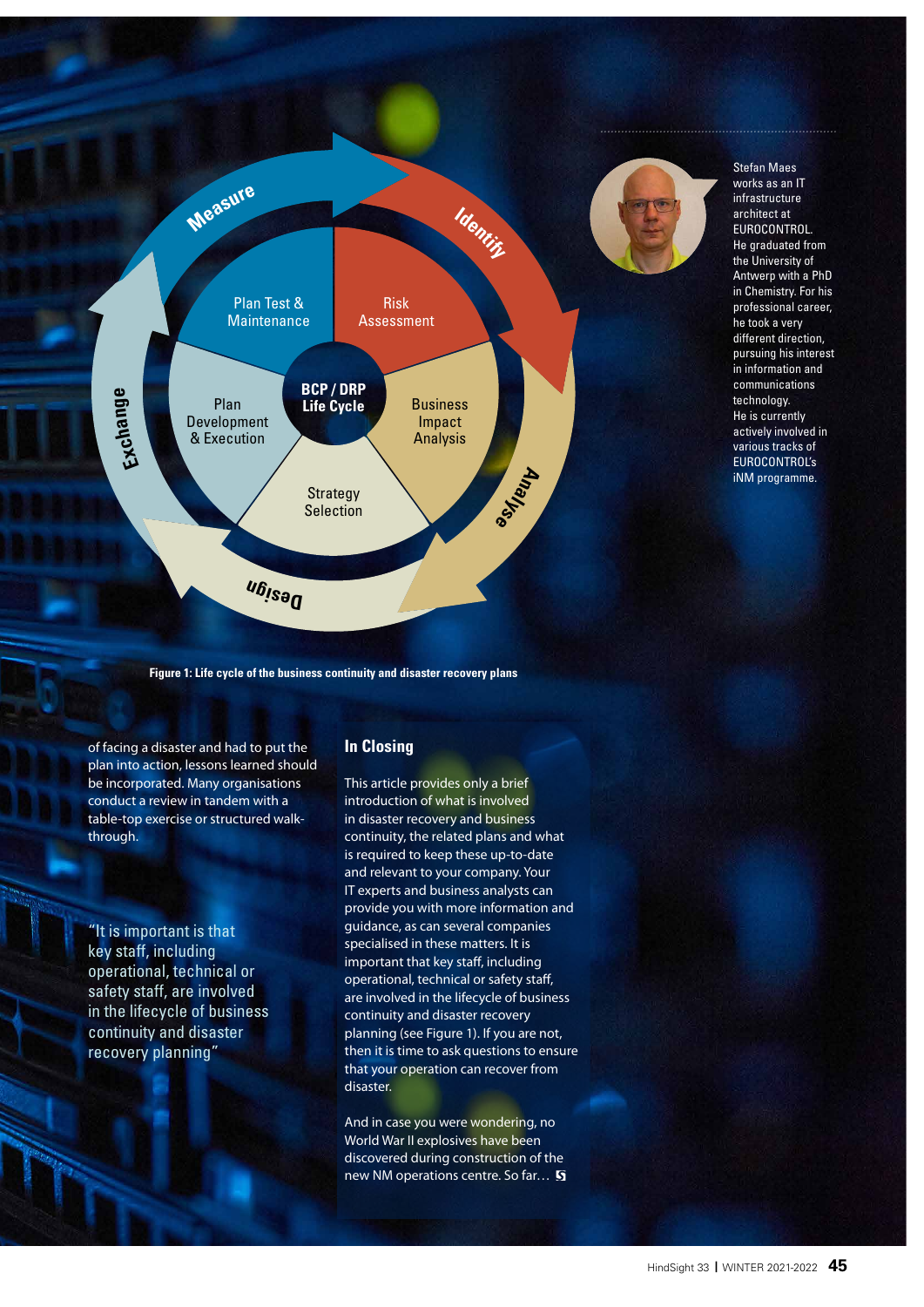Measure

Identify

Analyse

Design

Exchange

Plan Test & Maintenance

Risk Assessment

Business Impact Analysis

Strategy Selection

Plan Development & Execution

BCP / DRP Life Cycle

**Figure 1: Life cycle of the business continuity and disaster recovery plans**

Stefan Maes works as an IT infrastructure architect at EUROCONTROL. He graduated from the University of Antwerp with a PhD in Chemistry. For his professional career, he took a very different direction, pursuing his interest in information and communications technology. He is currently actively involved in various tracks of EUROCONTROL's iNM programme.

of facing a disaster and had to put the plan into action, lessons learned should be incorporated. Many organisations conduct a review in tandem with a table-top exercise or structured walk-through.

"It is important is that key staff, including operational, technical or safety staff, are involved in the lifecycle of business continuity and disaster recovery planning"

## In Closing

This article provides only a brief introduction of what is involved in disaster recovery and business continuity, the related plans and what is required to keep these up-to-date and relevant to your company. Your IT experts and business analysts can provide you with more information and guidance, as can several companies specialised in these matters. It is important that key staff, including operational, technical or safety staff, are involved in the lifecycle of business continuity and disaster recovery planning (see Figure 1). If you are not, then it is time to ask questions to ensure that your operation can recover from disaster.

And in case you were wondering, no World War II explosives have been discovered during construction of the new NM operations centre. So far…